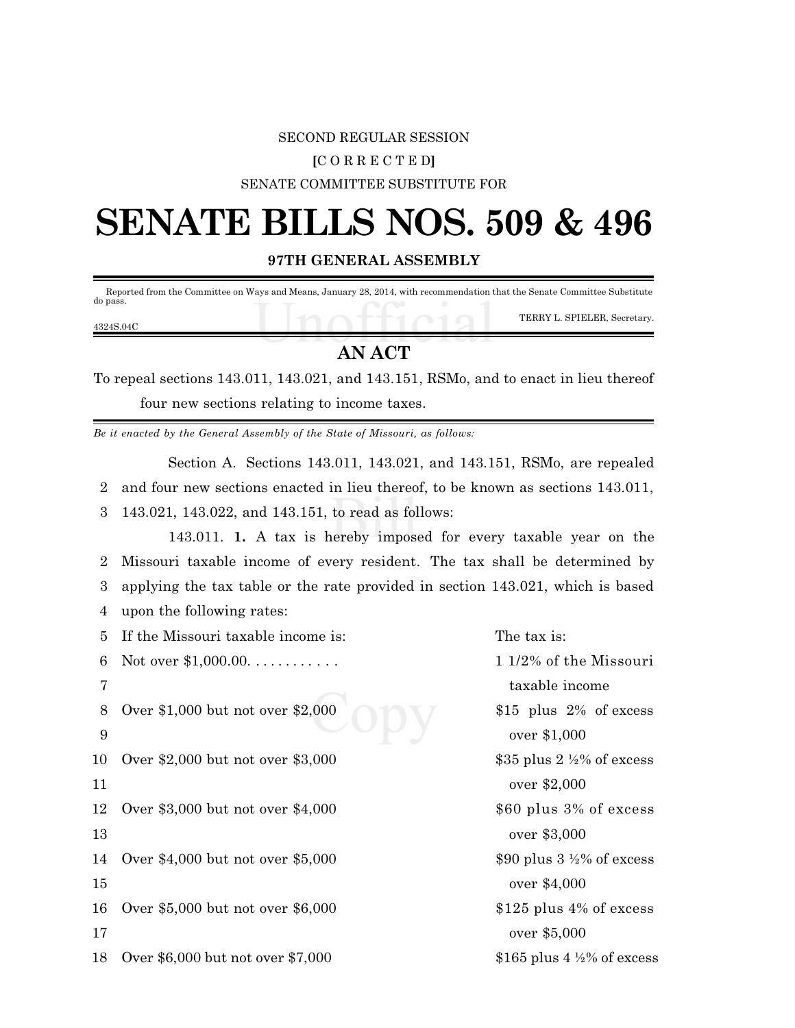SECOND REGULAR SESSION

**[**C O R R E C T E D**]**

SENATE COMMITTEE SUBSTITUTE FOR

# SENATE BILLS NOS. 509 & 496

**97TH GENERAL ASSEMBLY**

Reported from the Committee on Ways and Means, January 28, 2014, with recommendation that the Senate Committee Substitute do pass.

TERRY L. SPIELER, Secretary.

4324S.04C

## AN ACT

To repeal sections 143.011, 143.021, and 143.151, RSMo, and to enact in lieu thereof four new sections relating to income taxes.

*Be it enacted by the General Assembly of the State of Missouri, as follows:*

Section A. Sections 143.011, 143.021, and 143.151, RSMo, are repealed and four new sections enacted in lieu thereof, to be known as sections 143.011, 143.021, 143.022, and 143.151, to read as follows:

143.011. **1.** A tax is hereby imposed for every taxable year on the Missouri taxable income of every resident. The tax shall be determined by applying the tax table or the rate provided in section 143.021, which is based upon the following rates:

| If the Missouri taxable income is: | The tax is: |
|---|---|
| Not over $1,000.00. . . . . . . . . . . . | 1 1/2% of the Missouri taxable income |
| Over $1,000 but not over $2,000 | $15 plus 2% of excess over $1,000 |
| Over $2,000 but not over $3,000 | $35 plus 2 ½% of excess over $2,000 |
| Over $3,000 but not over $4,000 | $60 plus 3% of excess over $3,000 |
| Over $4,000 but not over $5,000 | $90 plus 3 ½% of excess over $4,000 |
| Over $5,000 but not over $6,000 | $125 plus 4% of excess over $5,000 |
| Over $6,000 but not over $7,000 | $165 plus 4 ½% of excess |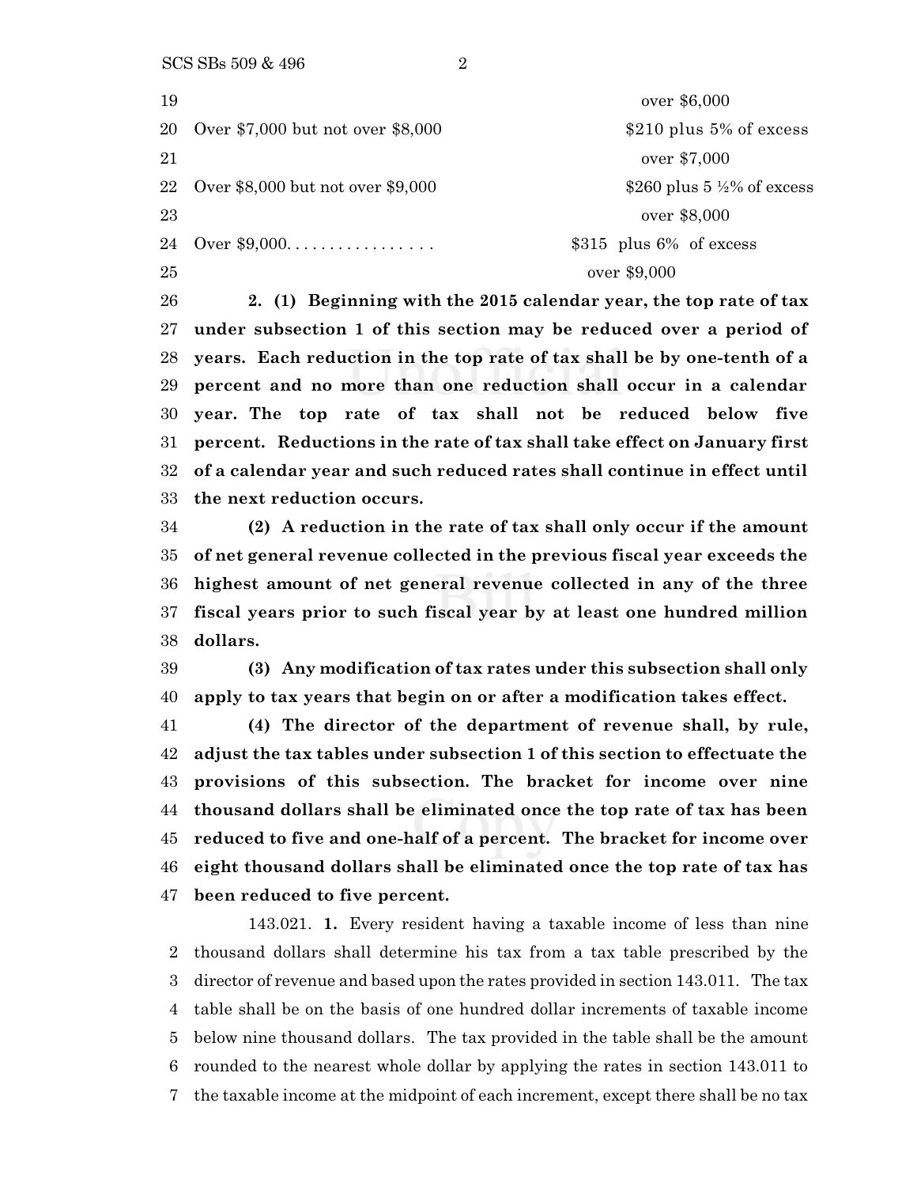| | |
|---|---|
| | over \$6,000 |
| Over \$7,000 but not over \$8,000 | \$210 plus 5% of excess over \$7,000 |
| Over \$8,000 but not over \$9,000 | \$260 plus 5 ½% of excess over \$8,000 |
| Over \$9,000. . . . . . . . . . . . . . . . . | \$315 plus 6% of excess over \$9,000 |

**2. (1) Beginning with the 2015 calendar year, the top rate of tax under subsection 1 of this section may be reduced over a period of years. Each reduction in the top rate of tax shall be by one-tenth of a percent and no more than one reduction shall occur in a calendar year. The top rate of tax shall not be reduced below five percent. Reductions in the rate of tax shall take effect on January first of a calendar year and such reduced rates shall continue in effect until the next reduction occurs.**

**(2) A reduction in the rate of tax shall only occur if the amount of net general revenue collected in the previous fiscal year exceeds the highest amount of net general revenue collected in any of the three fiscal years prior to such fiscal year by at least one hundred million dollars.**

**(3) Any modification of tax rates under this subsection shall only apply to tax years that begin on or after a modification takes effect.**

**(4) The director of the department of revenue shall, by rule, adjust the tax tables under subsection 1 of this section to effectuate the provisions of this subsection. The bracket for income over nine thousand dollars shall be eliminated once the top rate of tax has been reduced to five and one-half of a percent. The bracket for income over eight thousand dollars shall be eliminated once the top rate of tax has been reduced to five percent.**

143.021. **1.** Every resident having a taxable income of less than nine thousand dollars shall determine his tax from a tax table prescribed by the director of revenue and based upon the rates provided in section 143.011. The tax table shall be on the basis of one hundred dollar increments of taxable income below nine thousand dollars. The tax provided in the table shall be the amount rounded to the nearest whole dollar by applying the rates in section 143.011 to the taxable income at the midpoint of each increment, except there shall be no tax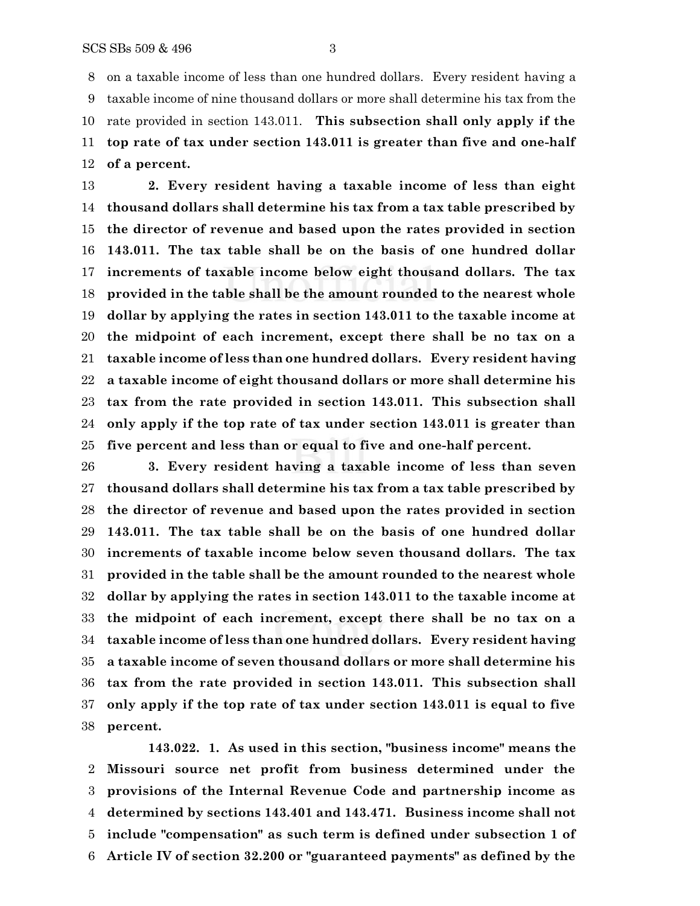on a taxable income of less than one hundred dollars. Every resident having a taxable income of nine thousand dollars or more shall determine his tax from the rate provided in section 143.011. **This subsection shall only apply if the top rate of tax under section 143.011 is greater than five and one-half of a percent.**

**2. Every resident having a taxable income of less than eight thousand dollars shall determine his tax from a tax table prescribed by the director of revenue and based upon the rates provided in section 143.011. The tax table shall be on the basis of one hundred dollar increments of taxable income below eight thousand dollars. The tax provided in the table shall be the amount rounded to the nearest whole dollar by applying the rates in section 143.011 to the taxable income at the midpoint of each increment, except there shall be no tax on a taxable income of less than one hundred dollars. Every resident having a taxable income of eight thousand dollars or more shall determine his tax from the rate provided in section 143.011. This subsection shall only apply if the top rate of tax under section 143.011 is greater than five percent and less than or equal to five and one-half percent.**

**3. Every resident having a taxable income of less than seven thousand dollars shall determine his tax from a tax table prescribed by the director of revenue and based upon the rates provided in section 143.011. The tax table shall be on the basis of one hundred dollar increments of taxable income below seven thousand dollars. The tax provided in the table shall be the amount rounded to the nearest whole dollar by applying the rates in section 143.011 to the taxable income at the midpoint of each increment, except there shall be no tax on a taxable income of less than one hundred dollars. Every resident having a taxable income of seven thousand dollars or more shall determine his tax from the rate provided in section 143.011. This subsection shall only apply if the top rate of tax under section 143.011 is equal to five percent.**

**143.022. 1. As used in this section, "business income" means the Missouri source net profit from business determined under the provisions of the Internal Revenue Code and partnership income as determined by sections 143.401 and 143.471. Business income shall not include "compensation" as such term is defined under subsection 1 of Article IV of section 32.200 or "guaranteed payments" as defined by the**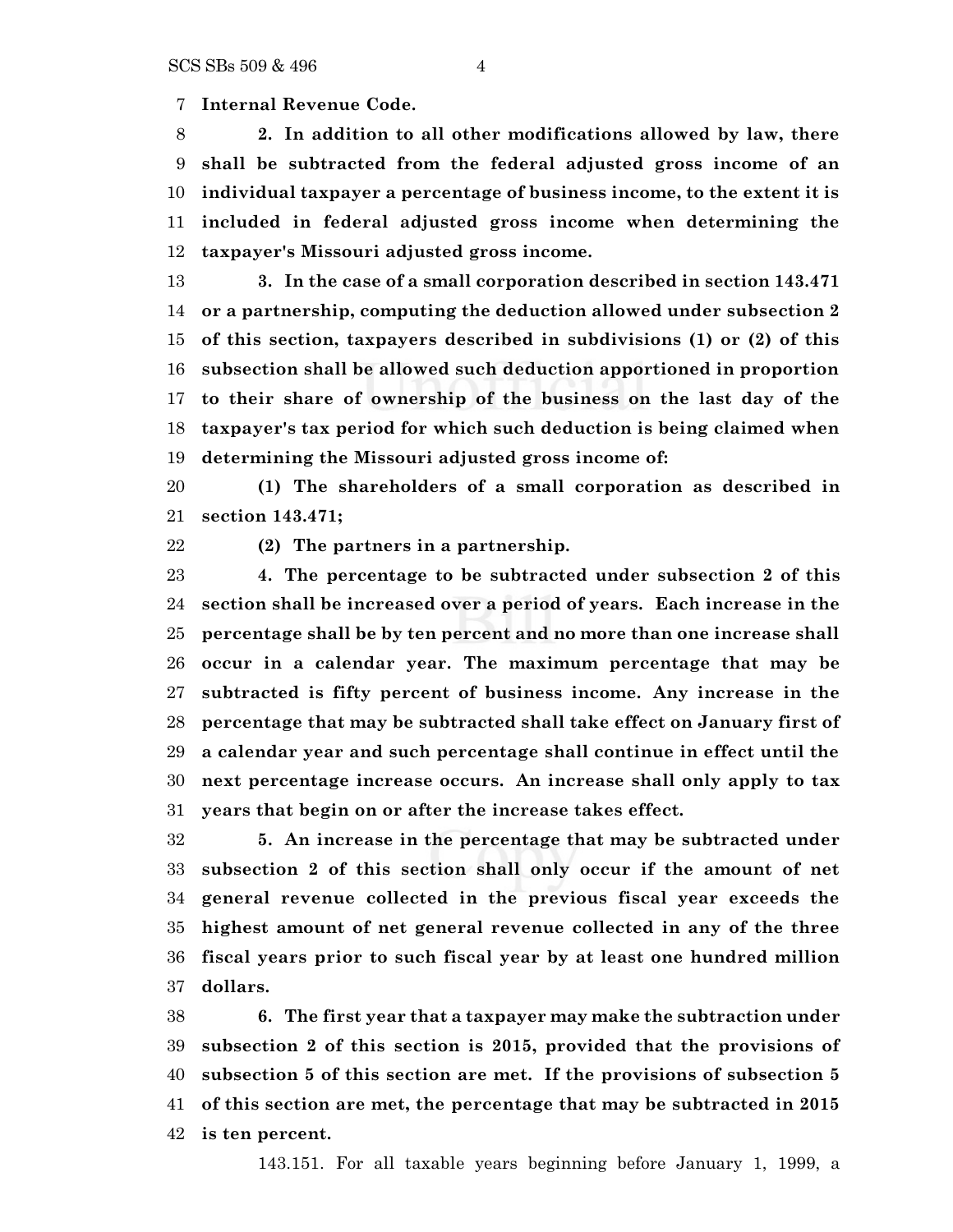**Internal Revenue Code.**

**2. In addition to all other modifications allowed by law, there shall be subtracted from the federal adjusted gross income of an individual taxpayer a percentage of business income, to the extent it is included in federal adjusted gross income when determining the taxpayer's Missouri adjusted gross income.**

**3. In the case of a small corporation described in section 143.471 or a partnership, computing the deduction allowed under subsection 2 of this section, taxpayers described in subdivisions (1) or (2) of this subsection shall be allowed such deduction apportioned in proportion to their share of ownership of the business on the last day of the taxpayer's tax period for which such deduction is being claimed when determining the Missouri adjusted gross income of:**

**(1) The shareholders of a small corporation as described in section 143.471;**

**(2) The partners in a partnership.**

**4. The percentage to be subtracted under subsection 2 of this section shall be increased over a period of years. Each increase in the percentage shall be by ten percent and no more than one increase shall occur in a calendar year. The maximum percentage that may be subtracted is fifty percent of business income. Any increase in the percentage that may be subtracted shall take effect on January first of a calendar year and such percentage shall continue in effect until the next percentage increase occurs. An increase shall only apply to tax years that begin on or after the increase takes effect.**

**5. An increase in the percentage that may be subtracted under subsection 2 of this section shall only occur if the amount of net general revenue collected in the previous fiscal year exceeds the highest amount of net general revenue collected in any of the three fiscal years prior to such fiscal year by at least one hundred million dollars.**

**6. The first year that a taxpayer may make the subtraction under subsection 2 of this section is 2015, provided that the provisions of subsection 5 of this section are met. If the provisions of subsection 5 of this section are met, the percentage that may be subtracted in 2015 is ten percent.**

143.151. For all taxable years beginning before January 1, 1999, a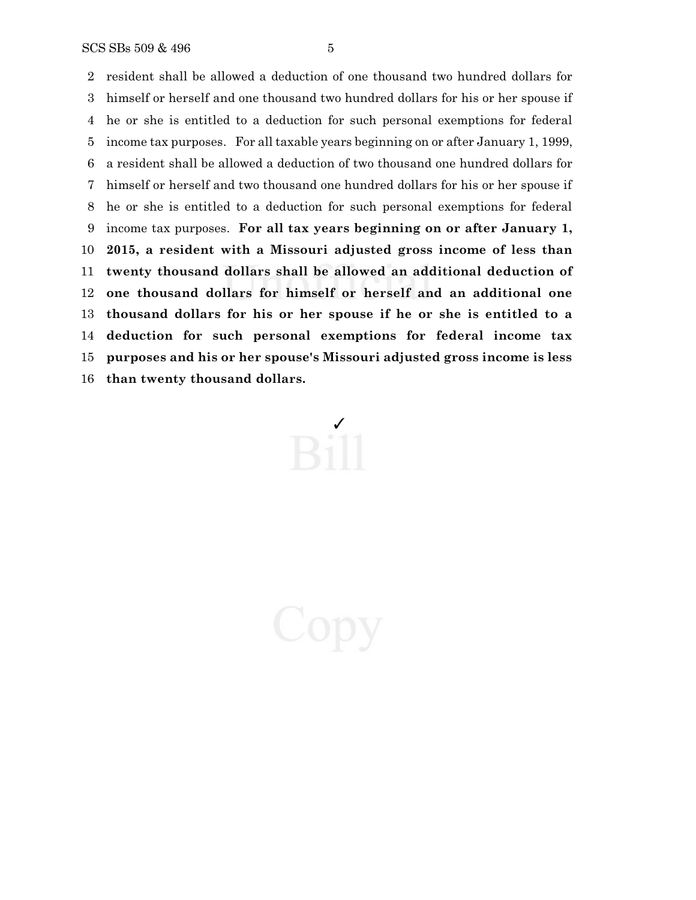resident shall be allowed a deduction of one thousand two hundred dollars for himself or herself and one thousand two hundred dollars for his or her spouse if he or she is entitled to a deduction for such personal exemptions for federal income tax purposes. For all taxable years beginning on or after January 1, 1999, a resident shall be allowed a deduction of two thousand one hundred dollars for himself or herself and two thousand one hundred dollars for his or her spouse if he or she is entitled to a deduction for such personal exemptions for federal income tax purposes. **For all tax years beginning on or after January 1, 2015, a resident with a Missouri adjusted gross income of less than twenty thousand dollars shall be allowed an additional deduction of one thousand dollars for himself or herself and an additional one thousand dollars for his or her spouse if he or she is entitled to a deduction for such personal exemptions for federal income tax purposes and his or her spouse's Missouri adjusted gross income is less than twenty thousand dollars.**

✓